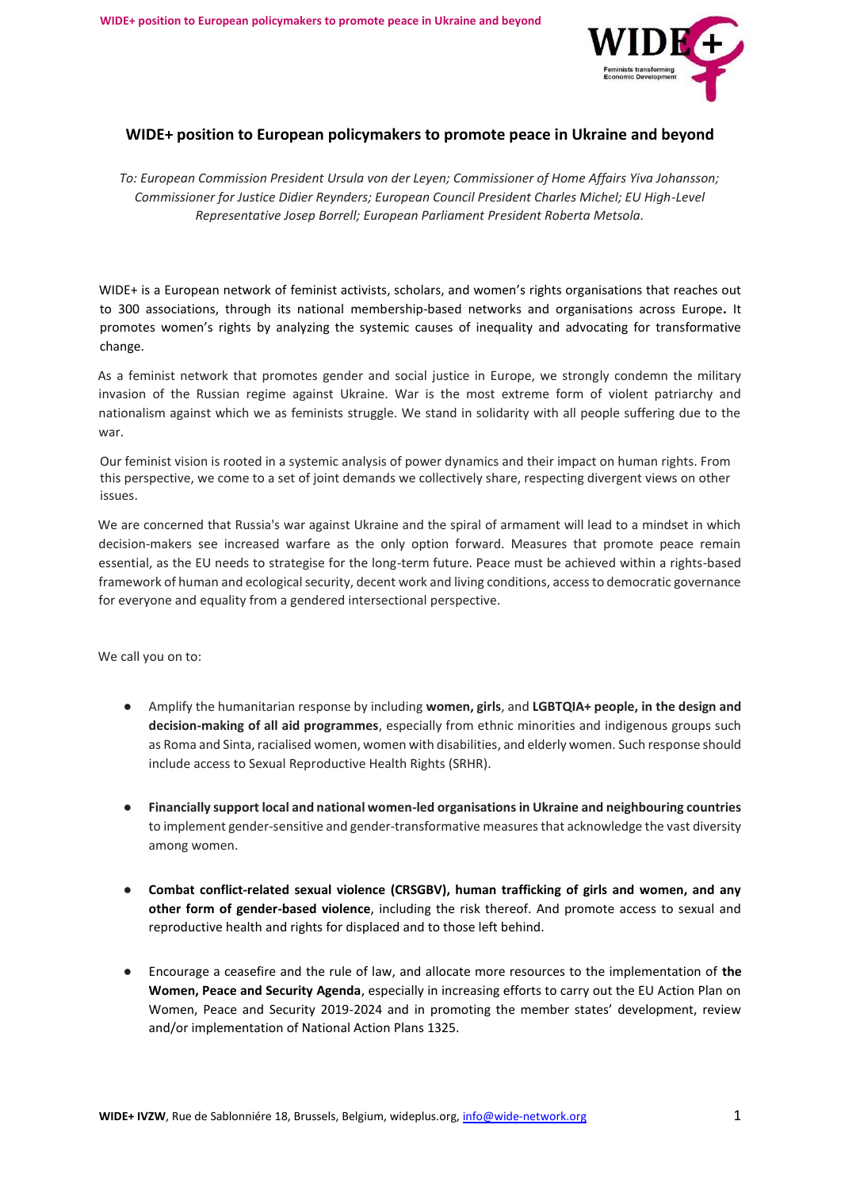# WIDE+ position to European policymakers to promote peace in Ukraine and beyond

*To: European Commission President Ursula von der Leyen; Commissioner of Home Affairs Yiva Johansson; Commissioner for Justice Didier Reynders; European Council President Charles Michel; EU High-Level Representative Josep Borrell; European Parliament President Roberta Metsola.*

WIDE+ is a European network of feminist activists, scholars, and women's rights organisations that reaches out to 300 associations, through its national membership-based networks and organisations across Europe**.** It promotes women's rights by analyzing the systemic causes of inequality and advocating for transformative change.

As a feminist network that promotes gender and social justice in Europe, we strongly condemn the military invasion of the Russian regime against Ukraine. War is the most extreme form of violent patriarchy and nationalism against which we as feminists struggle. We stand in solidarity with all people suffering due to the war.

Our feminist vision is rooted in a systemic analysis of power dynamics and their impact on human rights. From this perspective, we come to a set of joint demands we collectively share, respecting divergent views on other issues.

We are concerned that Russia's war against Ukraine and the spiral of armament will lead to a mindset in which decision-makers see increased warfare as the only option forward. Measures that promote peace remain essential, as the EU needs to strategise for the long-term future. Peace must be achieved within a rights-based framework of human and ecological security, decent work and living conditions, access to democratic governance for everyone and equality from a gendered intersectional perspective.

We call you on to:

- Amplify the humanitarian response by including **women, girls**, and **LGBTQIA+ people, in the design and decision-making of all aid programmes**, especially from ethnic minorities and indigenous groups such as Roma and Sinta, racialised women, women with disabilities, and elderly women. Such response should include access to Sexual Reproductive Health Rights (SRHR).

- **Financially support local and national women-led organisations in Ukraine and neighbouring countries** to implement gender-sensitive and gender-transformative measures that acknowledge the vast diversity among women.

- **Combat conflict-related sexual violence (CRSGBV), human trafficking of girls and women, and any other form of gender-based violence**, including the risk thereof. And promote access to sexual and reproductive health and rights for displaced and to those left behind.

- Encourage a ceasefire and the rule of law, and allocate more resources to the implementation of **the Women, Peace and Security Agenda**, especially in increasing efforts to carry out the EU Action Plan on Women, Peace and Security 2019-2024 and in promoting the member states' development, review and/or implementation of National Action Plans 1325.

**WIDE+ IVZW**, Rue de Sablonniére 18, Brussels, Belgium, wideplus.org, info@wide-network.org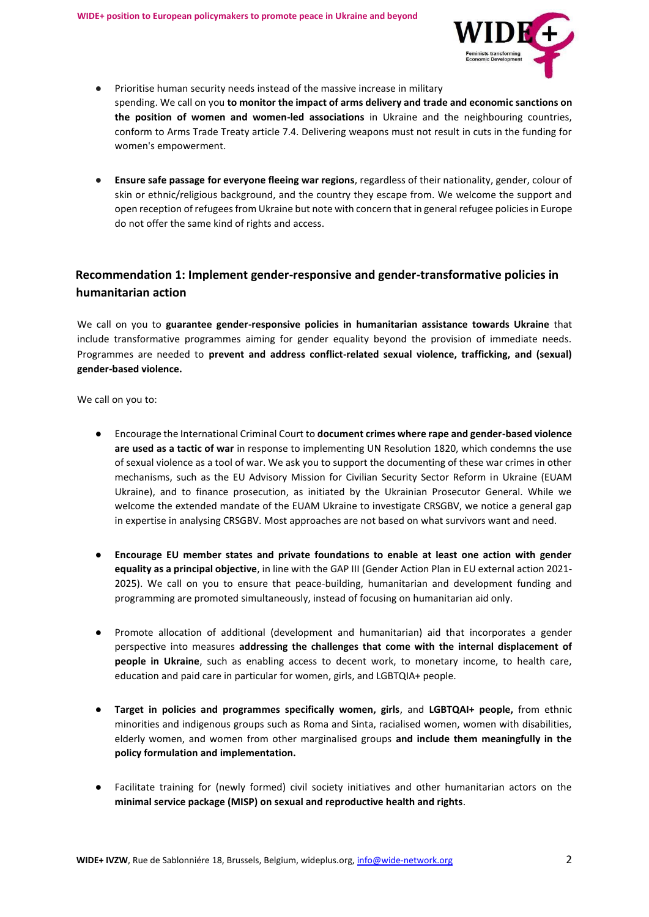- Prioritise human security needs instead of the massive increase in military spending. We call on you **to monitor the impact of arms delivery and trade and economic sanctions on the position of women and women-led associations** in Ukraine and the neighbouring countries, conform to Arms Trade Treaty article 7.4. Delivering weapons must not result in cuts in the funding for women's empowerment.

- **Ensure safe passage for everyone fleeing war regions**, regardless of their nationality, gender, colour of skin or ethnic/religious background, and the country they escape from. We welcome the support and open reception of refugees from Ukraine but note with concern that in general refugee policies in Europe do not offer the same kind of rights and access.

## Recommendation 1: Implement gender-responsive and gender-transformative policies in humanitarian action

We call on you to **guarantee gender-responsive policies in humanitarian assistance towards Ukraine** that include transformative programmes aiming for gender equality beyond the provision of immediate needs. Programmes are needed to **prevent and address conflict-related sexual violence, trafficking, and (sexual) gender-based violence.**

We call on you to:

- Encourage the International Criminal Court to **document crimes where rape and gender-based violence are used as a tactic of war** in response to implementing UN Resolution 1820, which condemns the use of sexual violence as a tool of war. We ask you to support the documenting of these war crimes in other mechanisms, such as the EU Advisory Mission for Civilian Security Sector Reform in Ukraine (EUAM Ukraine), and to finance prosecution, as initiated by the Ukrainian Prosecutor General. While we welcome the extended mandate of the EUAM Ukraine to investigate CRSGBV, we notice a general gap in expertise in analysing CRSGBV. Most approaches are not based on what survivors want and need.

- **Encourage EU member states and private foundations to enable at least one action with gender equality as a principal objective**, in line with the GAP III (Gender Action Plan in EU external action 2021-2025). We call on you to ensure that peace-building, humanitarian and development funding and programming are promoted simultaneously, instead of focusing on humanitarian aid only.

- Promote allocation of additional (development and humanitarian) aid that incorporates a gender perspective into measures **addressing the challenges that come with the internal displacement of people in Ukraine**, such as enabling access to decent work, to monetary income, to health care, education and paid care in particular for women, girls, and LGBTQIA+ people.

- **Target in policies and programmes specifically women, girls**, and **LGBTQAI+ people,** from ethnic minorities and indigenous groups such as Roma and Sinta, racialised women, women with disabilities, elderly women, and women from other marginalised groups **and include them meaningfully in the policy formulation and implementation.**

- Facilitate training for (newly formed) civil society initiatives and other humanitarian actors on the **minimal service package (MISP) on sexual and reproductive health and rights**.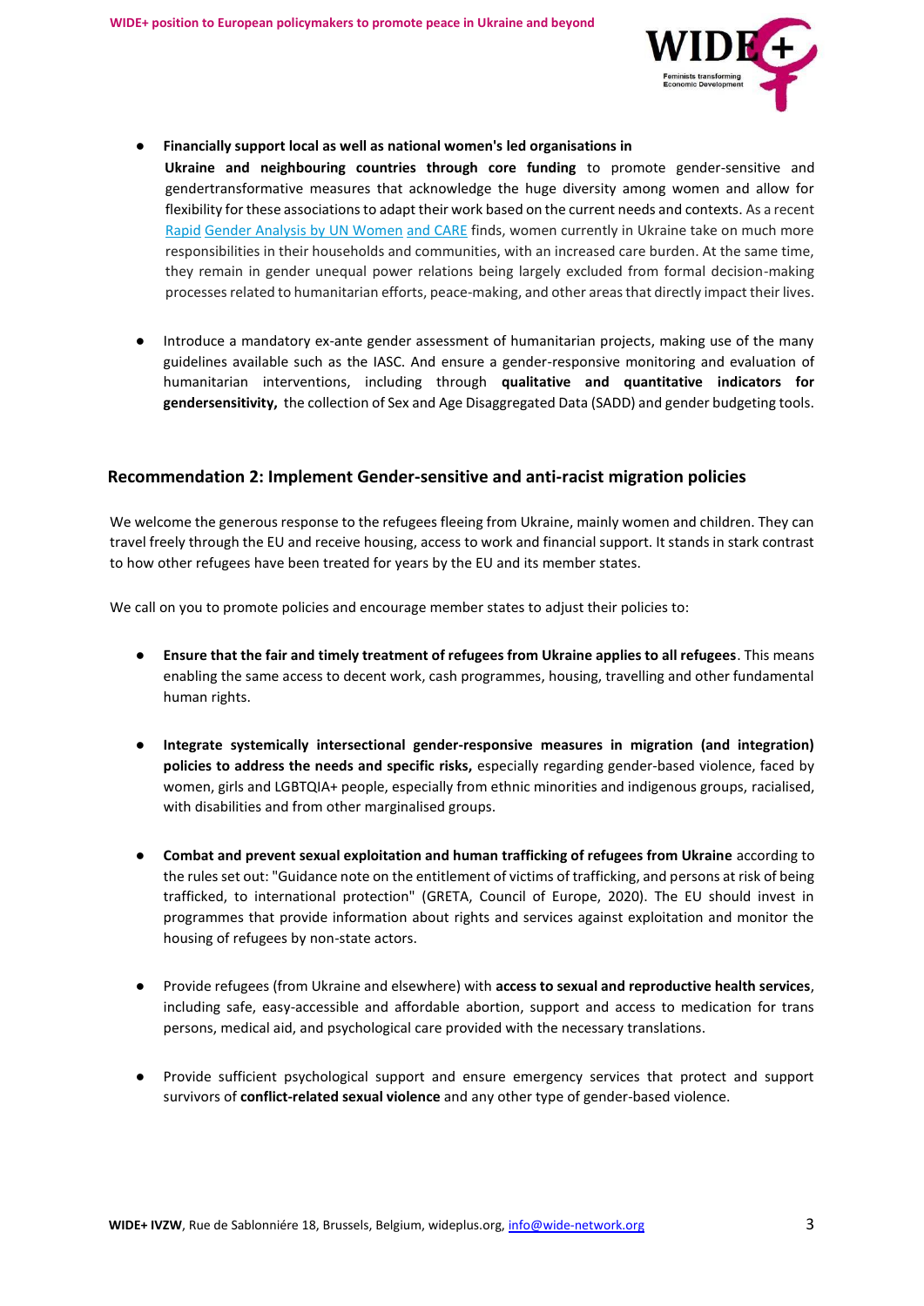- **Financially support local as well as national women's led organisations in Ukraine and neighbouring countries through core funding** to promote gender-sensitive and gendertransformative measures that acknowledge the huge diversity among women and allow for flexibility for these associations to adapt their work based on the current needs and contexts. As a recent Rapid Gender Analysis by UN Women and CARE finds, women currently in Ukraine take on much more responsibilities in their households and communities, with an increased care burden. At the same time, they remain in gender unequal power relations being largely excluded from formal decision-making processes related to humanitarian efforts, peace-making, and other areas that directly impact their lives.

- Introduce a mandatory ex-ante gender assessment of humanitarian projects, making use of the many guidelines available such as the IASC. And ensure a gender-responsive monitoring and evaluation of humanitarian interventions, including through **qualitative and quantitative indicators for gendersensitivity,** the collection of Sex and Age Disaggregated Data (SADD) and gender budgeting tools.

## Recommendation 2: Implement Gender-sensitive and anti-racist migration policies

We welcome the generous response to the refugees fleeing from Ukraine, mainly women and children. They can travel freely through the EU and receive housing, access to work and financial support. It stands in stark contrast to how other refugees have been treated for years by the EU and its member states.

We call on you to promote policies and encourage member states to adjust their policies to:

- **Ensure that the fair and timely treatment of refugees from Ukraine applies to all refugees**. This means enabling the same access to decent work, cash programmes, housing, travelling and other fundamental human rights.

- **Integrate systemically intersectional gender-responsive measures in migration (and integration) policies to address the needs and specific risks,** especially regarding gender-based violence, faced by women, girls and LGBTQIA+ people, especially from ethnic minorities and indigenous groups, racialised, with disabilities and from other marginalised groups.

- **Combat and prevent sexual exploitation and human trafficking of refugees from Ukraine** according to the rules set out: "Guidance note on the entitlement of victims of trafficking, and persons at risk of being trafficked, to international protection" (GRETA, Council of Europe, 2020). The EU should invest in programmes that provide information about rights and services against exploitation and monitor the housing of refugees by non-state actors.

- Provide refugees (from Ukraine and elsewhere) with **access to sexual and reproductive health services**, including safe, easy-accessible and affordable abortion, support and access to medication for trans persons, medical aid, and psychological care provided with the necessary translations.

- Provide sufficient psychological support and ensure emergency services that protect and support survivors of **conflict-related sexual violence** and any other type of gender-based violence.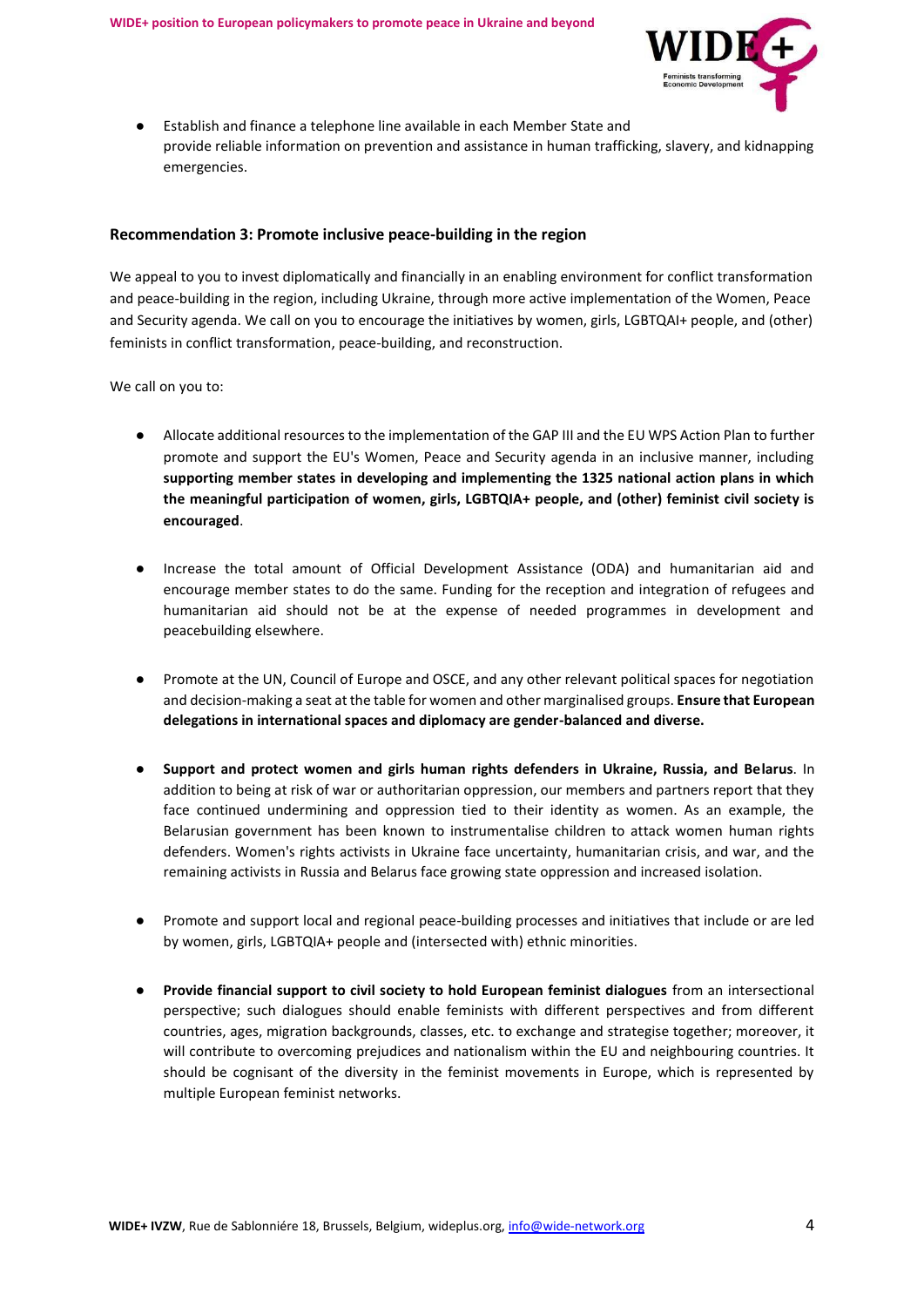- Establish and finance a telephone line available in each Member State and provide reliable information on prevention and assistance in human trafficking, slavery, and kidnapping emergencies.

### Recommendation 3: Promote inclusive peace-building in the region

We appeal to you to invest diplomatically and financially in an enabling environment for conflict transformation and peace-building in the region, including Ukraine, through more active implementation of the Women, Peace and Security agenda. We call on you to encourage the initiatives by women, girls, LGBTQAI+ people, and (other) feminists in conflict transformation, peace-building, and reconstruction.

We call on you to:

- Allocate additional resources to the implementation of the GAP III and the EU WPS Action Plan to further promote and support the EU's Women, Peace and Security agenda in an inclusive manner, including **supporting member states in developing and implementing the 1325 national action plans in which the meaningful participation of women, girls, LGBTQIA+ people, and (other) feminist civil society is encouraged**.

- Increase the total amount of Official Development Assistance (ODA) and humanitarian aid and encourage member states to do the same. Funding for the reception and integration of refugees and humanitarian aid should not be at the expense of needed programmes in development and peacebuilding elsewhere.

- Promote at the UN, Council of Europe and OSCE, and any other relevant political spaces for negotiation and decision-making a seat at the table for women and other marginalised groups. **Ensure that European delegations in international spaces and diplomacy are gender-balanced and diverse.**

- **Support and protect women and girls human rights defenders in Ukraine, Russia, and Belarus**. In addition to being at risk of war or authoritarian oppression, our members and partners report that they face continued undermining and oppression tied to their identity as women. As an example, the Belarusian government has been known to instrumentalise children to attack women human rights defenders. Women's rights activists in Ukraine face uncertainty, humanitarian crisis, and war, and the remaining activists in Russia and Belarus face growing state oppression and increased isolation.

- Promote and support local and regional peace-building processes and initiatives that include or are led by women, girls, LGBTQIA+ people and (intersected with) ethnic minorities.

- **Provide financial support to civil society to hold European feminist dialogues** from an intersectional perspective; such dialogues should enable feminists with different perspectives and from different countries, ages, migration backgrounds, classes, etc. to exchange and strategise together; moreover, it will contribute to overcoming prejudices and nationalism within the EU and neighbouring countries. It should be cognisant of the diversity in the feminist movements in Europe, which is represented by multiple European feminist networks.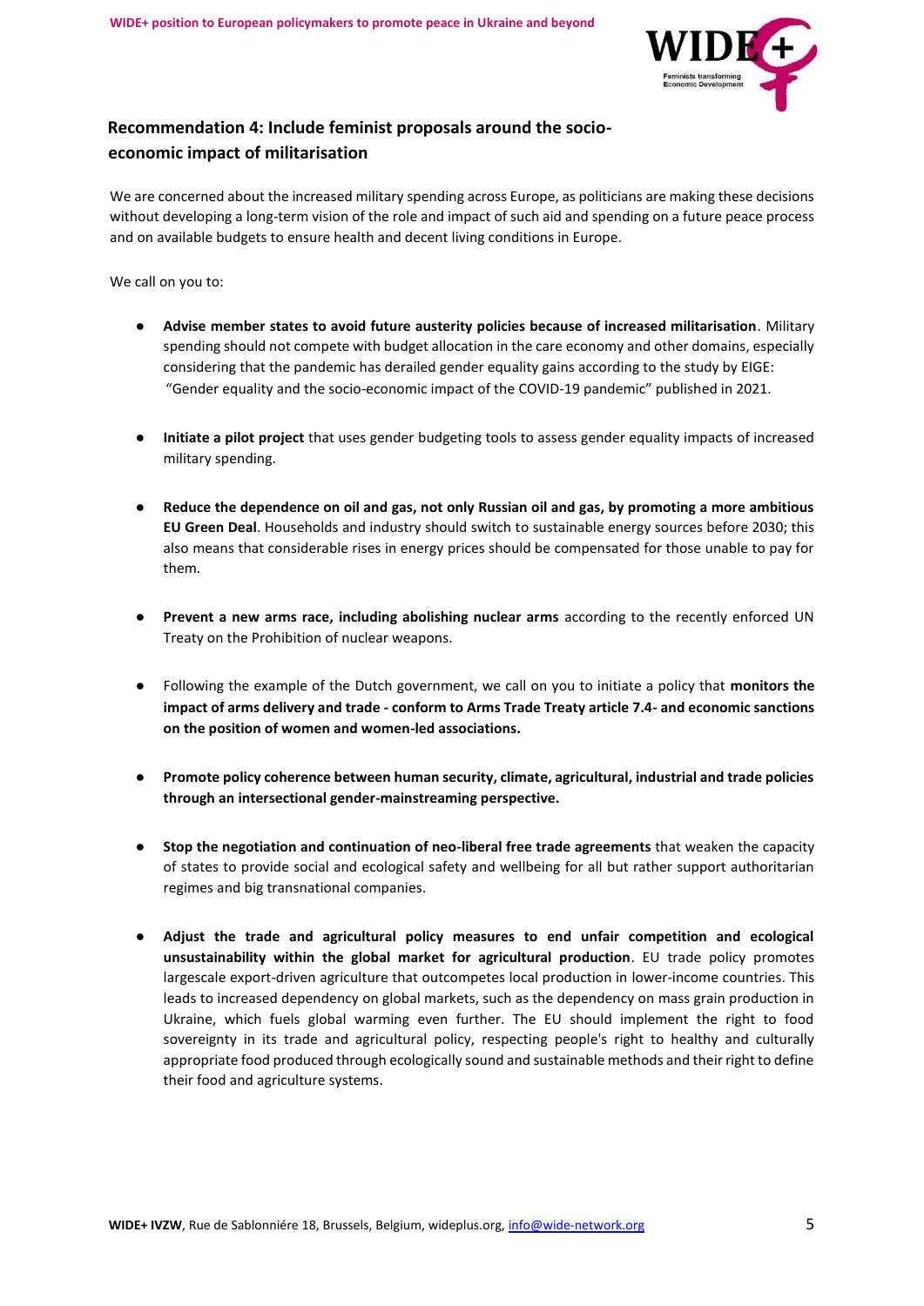### Recommendation 4: Include feminist proposals around the socio-economic impact of militarisation

We are concerned about the increased military spending across Europe, as politicians are making these decisions without developing a long-term vision of the role and impact of such aid and spending on a future peace process and on available budgets to ensure health and decent living conditions in Europe.

We call on you to:

- **Advise member states to avoid future austerity policies because of increased militarisation**. Military spending should not compete with budget allocation in the care economy and other domains, especially considering that the pandemic has derailed gender equality gains according to the study by EIGE: "Gender equality and the socio-economic impact of the COVID-19 pandemic" published in 2021.

- **Initiate a pilot project** that uses gender budgeting tools to assess gender equality impacts of increased military spending.

- **Reduce the dependence on oil and gas, not only Russian oil and gas, by promoting a more ambitious EU Green Deal**. Households and industry should switch to sustainable energy sources before 2030; this also means that considerable rises in energy prices should be compensated for those unable to pay for them.

- **Prevent a new arms race, including abolishing nuclear arms** according to the recently enforced UN Treaty on the Prohibition of nuclear weapons.

- Following the example of the Dutch government, we call on you to initiate a policy that **monitors the impact of arms delivery and trade - conform to Arms Trade Treaty article 7.4- and economic sanctions on the position of women and women-led associations.**

- **Promote policy coherence between human security, climate, agricultural, industrial and trade policies through an intersectional gender-mainstreaming perspective.**

- **Stop the negotiation and continuation of neo-liberal free trade agreements** that weaken the capacity of states to provide social and ecological safety and wellbeing for all but rather support authoritarian regimes and big transnational companies.

- **Adjust the trade and agricultural policy measures to end unfair competition and ecological unsustainability within the global market for agricultural production**. EU trade policy promotes largescale export-driven agriculture that outcompetes local production in lower-income countries. This leads to increased dependency on global markets, such as the dependency on mass grain production in Ukraine, which fuels global warming even further. The EU should implement the right to food sovereignty in its trade and agricultural policy, respecting people's right to healthy and culturally appropriate food produced through ecologically sound and sustainable methods and their right to define their food and agriculture systems.